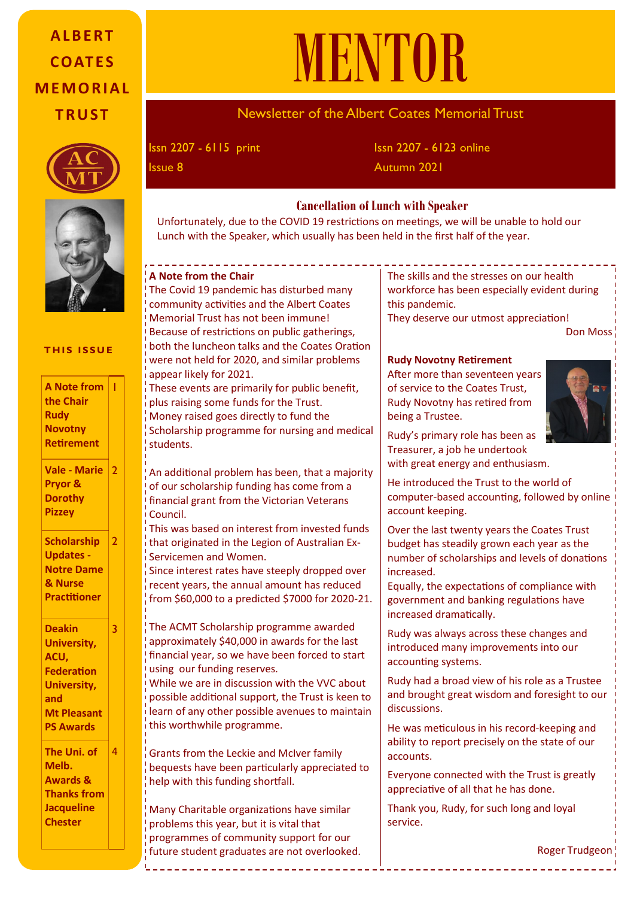# MENTOR

**ALBERT COATES MEMORIAL TRUST**

Newsletter of the Albert Coates Memorial Trust

Issn 2207 - 6115 print
Issn 2207 - 6123 online
Issue 8
Autumn 2021

## THIS ISSUE

| | |
|---|---|
| A Note from the Chair Rudy Novotny Retirement | 1 |
| Vale - Marie Pryor & Dorothy Pizzey | 2 |
| Scholarship Updates - Notre Dame & Nurse Practitioner | 2 |
| Deakin University, ACU, Federation University, and Mt Pleasant PS Awards | 3 |
| The Uni. of Melb. Awards & Thanks from Jacqueline Chester | 4 |

## Cancellation of Lunch with Speaker

Unfortunately, due to the COVID 19 restrictions on meetings, we will be unable to hold our Lunch with the Speaker, which usually has been held in the first half of the year.

### A Note from the Chair

The Covid 19 pandemic has disturbed many community activities and the Albert Coates Memorial Trust has not been immune!
Because of restrictions on public gatherings, both the luncheon talks and the Coates Oration were not held for 2020, and similar problems appear likely for 2021.
These events are primarily for public benefit, plus raising some funds for the Trust.
Money raised goes directly to fund the Scholarship programme for nursing and medical students.

An additional problem has been, that a majority of our scholarship funding has come from a financial grant from the Victorian Veterans Council.
This was based on interest from invested funds that originated in the Legion of Australian Ex-Servicemen and Women.
Since interest rates have steeply dropped over recent years, the annual amount has reduced from $60,000 to a predicted $7000 for 2020-21.

The ACMT Scholarship programme awarded approximately $40,000 in awards for the last financial year, so we have been forced to start using our funding reserves.
While we are in discussion with the VVC about possible additional support, the Trust is keen to learn of any other possible avenues to maintain this worthwhile programme.

Grants from the Leckie and McIver family bequests have been particularly appreciated to help with this funding shortfall.

Many Charitable organizations have similar problems this year, but it is vital that programmes of community support for our future student graduates are not overlooked.

The skills and the stresses on our health workforce has been especially evident during this pandemic.
They deserve our utmost appreciation!

Don Moss

### Rudy Novotny Retirement

After more than seventeen years of service to the Coates Trust, Rudy Novotny has retired from being a Trustee.

Rudy's primary role has been as Treasurer, a job he undertook with great energy and enthusiasm.

He introduced the Trust to the world of computer-based accounting, followed by online account keeping.

Over the last twenty years the Coates Trust budget has steadily grown each year as the number of scholarships and levels of donations increased.
Equally, the expectations of compliance with government and banking regulations have increased dramatically.

Rudy was always across these changes and introduced many improvements into our accounting systems.

Rudy had a broad view of his role as a Trustee and brought great wisdom and foresight to our discussions.

He was meticulous in his record-keeping and ability to report precisely on the state of our accounts.

Everyone connected with the Trust is greatly appreciative of all that he has done.

Thank you, Rudy, for such long and loyal service.

Roger Trudgeon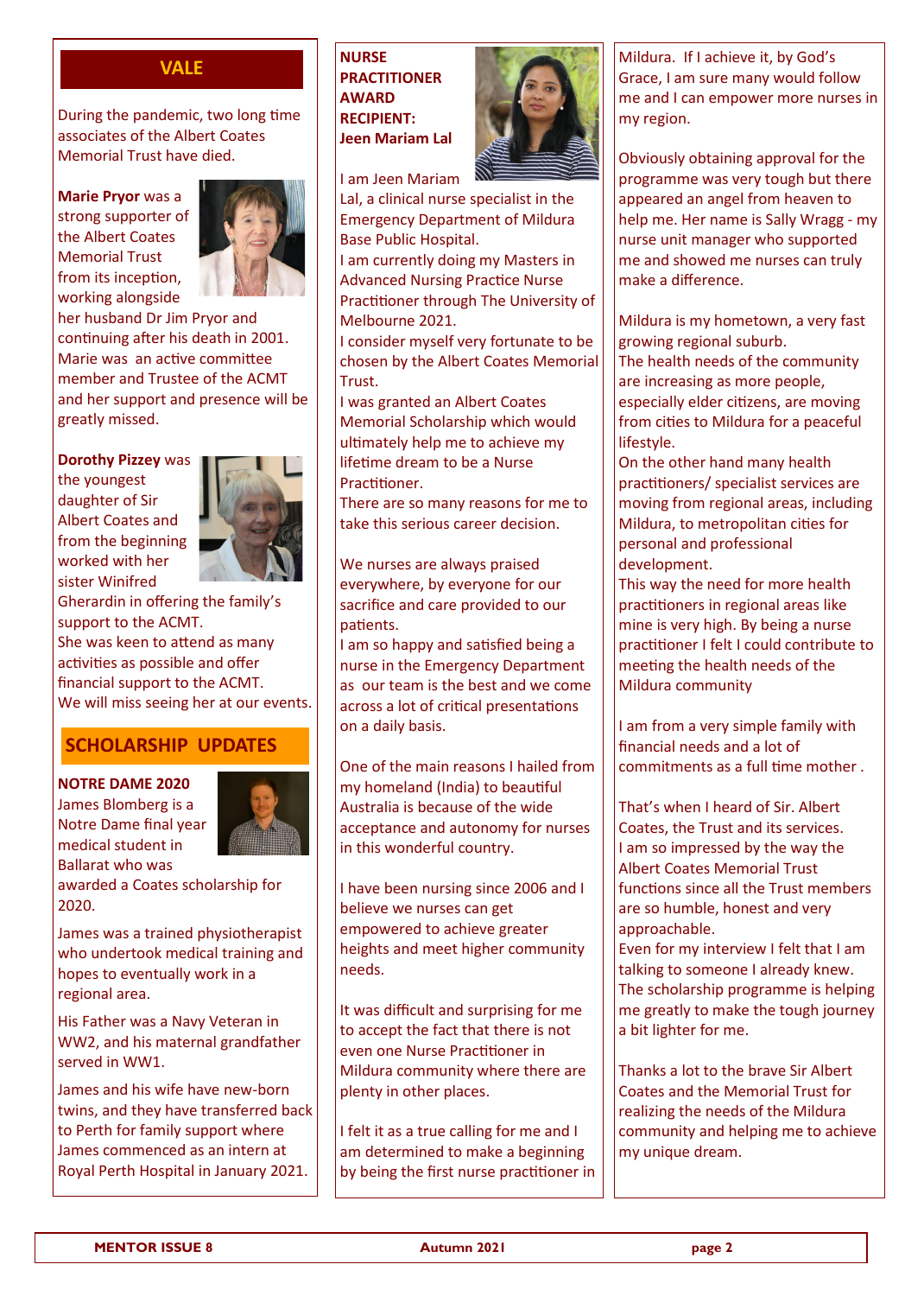## VALE

During the pandemic, two long time associates of the Albert Coates Memorial Trust have died.

**Marie Pryor** was a strong supporter of the Albert Coates Memorial Trust from its inception, working alongside her husband Dr Jim Pryor and continuing after his death in 2001. Marie was an active committee member and Trustee of the ACMT and her support and presence will be greatly missed.

**Dorothy Pizzey** was the youngest daughter of Sir Albert Coates and from the beginning worked with her sister Winifred Gherardin in offering the family's support to the ACMT. She was keen to attend as many activities as possible and offer financial support to the ACMT. We will miss seeing her at our events.

## SCHOLARSHIP UPDATES

**NOTRE DAME 2020**

James Blomberg is a Notre Dame final year medical student in Ballarat who was awarded a Coates scholarship for 2020.

James was a trained physiotherapist who undertook medical training and hopes to eventually work in a regional area.

His Father was a Navy Veteran in WW2, and his maternal grandfather served in WW1.

James and his wife have new-born twins, and they have transferred back to Perth for family support where James commenced as an intern at Royal Perth Hospital in January 2021.

**NURSE PRACTITIONER AWARD RECIPIENT: Jeen Mariam Lal**

I am Jeen Mariam Lal, a clinical nurse specialist in the Emergency Department of Mildura Base Public Hospital.
I am currently doing my Masters in Advanced Nursing Practice Nurse Practitioner through The University of Melbourne 2021.
I consider myself very fortunate to be chosen by the Albert Coates Memorial Trust.
I was granted an Albert Coates Memorial Scholarship which would ultimately help me to achieve my lifetime dream to be a Nurse Practitioner.
There are so many reasons for me to take this serious career decision.

We nurses are always praised everywhere, by everyone for our sacrifice and care provided to our patients.
I am so happy and satisfied being a nurse in the Emergency Department as our team is the best and we come across a lot of critical presentations on a daily basis.

One of the main reasons I hailed from my homeland (India) to beautiful Australia is because of the wide acceptance and autonomy for nurses in this wonderful country.

I have been nursing since 2006 and I believe we nurses can get empowered to achieve greater heights and meet higher community needs.

It was difficult and surprising for me to accept the fact that there is not even one Nurse Practitioner in Mildura community where there are plenty in other places.

I felt it as a true calling for me and I am determined to make a beginning by being the first nurse practitioner in Mildura. If I achieve it, by God's Grace, I am sure many would follow me and I can empower more nurses in my region.

Obviously obtaining approval for the programme was very tough but there appeared an angel from heaven to help me. Her name is Sally Wragg - my nurse unit manager who supported me and showed me nurses can truly make a difference.

Mildura is my hometown, a very fast growing regional suburb.
The health needs of the community are increasing as more people, especially elder citizens, are moving from cities to Mildura for a peaceful lifestyle.
On the other hand many health practitioners/ specialist services are moving from regional areas, including Mildura, to metropolitan cities for personal and professional development.
This way the need for more health practitioners in regional areas like mine is very high. By being a nurse practitioner I felt I could contribute to meeting the health needs of the Mildura community

I am from a very simple family with financial needs and a lot of commitments as a full time mother .

That's when I heard of Sir. Albert Coates, the Trust and its services.
I am so impressed by the way the Albert Coates Memorial Trust functions since all the Trust members are so humble, honest and very approachable.
Even for my interview I felt that I am talking to someone I already knew.
The scholarship programme is helping me greatly to make the tough journey a bit lighter for me.

Thanks a lot to the brave Sir Albert Coates and the Memorial Trust for realizing the needs of the Mildura community and helping me to achieve my unique dream.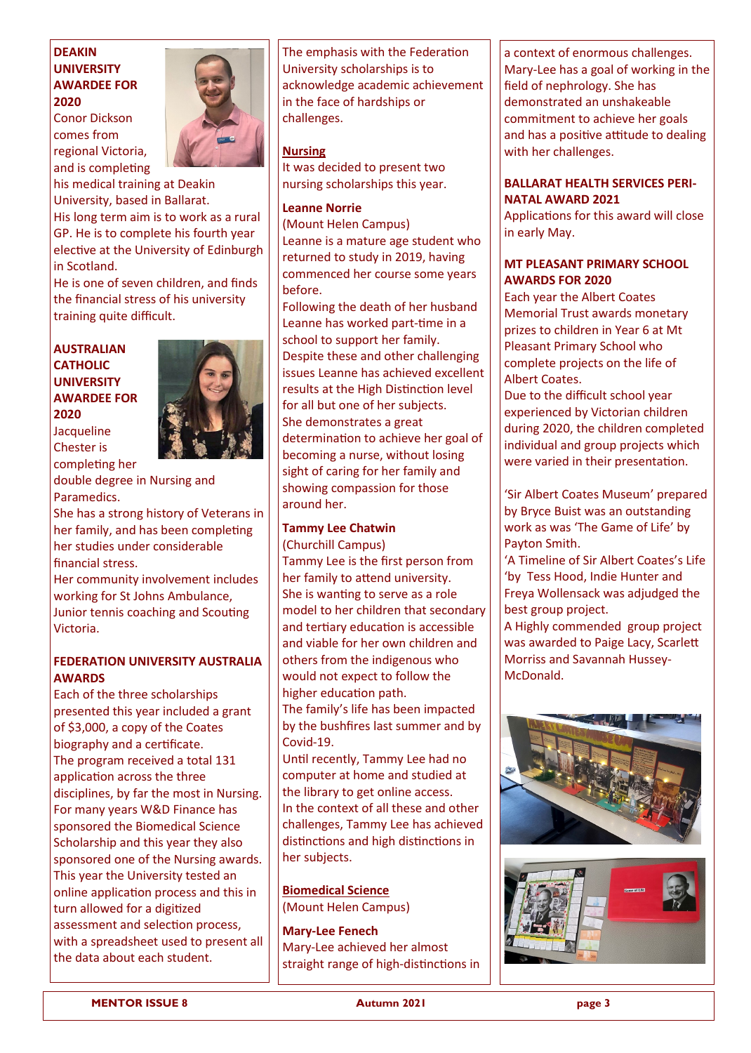## DEAKIN UNIVERSITY AWARDEE FOR 2020

Conor Dickson comes from regional Victoria, and is completing his medical training at Deakin University, based in Ballarat.

His long term aim is to work as a rural GP. He is to complete his fourth year elective at the University of Edinburgh in Scotland.

He is one of seven children, and finds the financial stress of his university training quite difficult.

## AUSTRALIAN CATHOLIC UNIVERSITY AWARDEE FOR 2020

Jacqueline Chester is completing her double degree in Nursing and Paramedics.

She has a strong history of Veterans in her family, and has been completing her studies under considerable financial stress.

Her community involvement includes working for St Johns Ambulance, Junior tennis coaching and Scouting Victoria.

## FEDERATION UNIVERSITY AUSTRALIA AWARDS

Each of the three scholarships presented this year included a grant of $3,000, a copy of the Coates biography and a certificate.

The program received a total 131 application across the three disciplines, by far the most in Nursing.

For many years W&D Finance has sponsored the Biomedical Science Scholarship and this year they also sponsored one of the Nursing awards.

This year the University tested an online application process and this in turn allowed for a digitized assessment and selection process, with a spreadsheet used to present all the data about each student.

The emphasis with the Federation University scholarships is to acknowledge academic achievement in the face of hardships or challenges.

### Nursing

It was decided to present two nursing scholarships this year.

**Leanne Norrie**
(Mount Helen Campus)

Leanne is a mature age student who returned to study in 2019, having commenced her course some years before.

Following the death of her husband Leanne has worked part-time in a school to support her family.

Despite these and other challenging issues Leanne has achieved excellent results at the High Distinction level for all but one of her subjects.

She demonstrates a great determination to achieve her goal of becoming a nurse, without losing sight of caring for her family and showing compassion for those around her.

**Tammy Lee Chatwin**
(Churchill Campus)

Tammy Lee is the first person from her family to attend university.

She is wanting to serve as a role model to her children that secondary and tertiary education is accessible and viable for her own children and others from the indigenous who would not expect to follow the higher education path.

The family's life has been impacted by the bushfires last summer and by Covid-19.

Until recently, Tammy Lee had no computer at home and studied at the library to get online access.

In the context of all these and other challenges, Tammy Lee has achieved distinctions and high distinctions in her subjects.

### Biomedical Science

(Mount Helen Campus)

**Mary-Lee Fenech**

Mary-Lee achieved her almost straight range of high-distinctions in a context of enormous challenges. Mary-Lee has a goal of working in the field of nephrology. She has demonstrated an unshakeable commitment to achieve her goals and has a positive attitude to dealing with her challenges.

## BALLARAT HEALTH SERVICES PERI-NATAL AWARD 2021

Applications for this award will close in early May.

## MT PLEASANT PRIMARY SCHOOL AWARDS FOR 2020

Each year the Albert Coates Memorial Trust awards monetary prizes to children in Year 6 at Mt Pleasant Primary School who complete projects on the life of Albert Coates.

Due to the difficult school year experienced by Victorian children during 2020, the children completed individual and group projects which were varied in their presentation.

'Sir Albert Coates Museum' prepared by Bryce Buist was an outstanding work as was 'The Game of Life' by Payton Smith.

'A Timeline of Sir Albert Coates's Life 'by Tess Hood, Indie Hunter and Freya Wollensack was adjudged the best group project.

A Highly commended group project was awarded to Paige Lacy, Scarlett Morriss and Savannah Hussey-McDonald.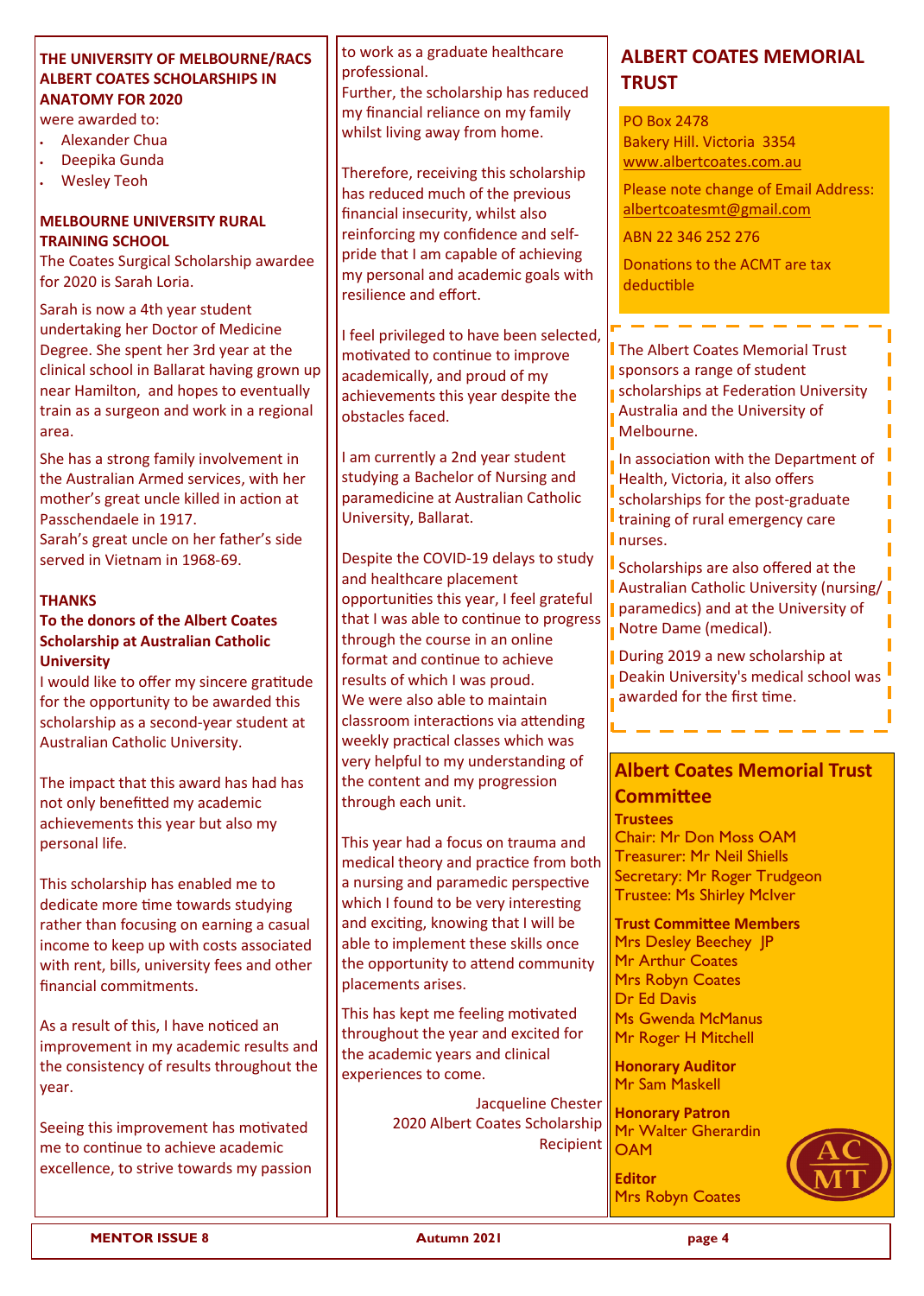**THE UNIVERSITY OF MELBOURNE/RACS ALBERT COATES SCHOLARSHIPS IN ANATOMY FOR 2020**

were awarded to:

- Alexander Chua
- Deepika Gunda
- Wesley Teoh

**MELBOURNE UNIVERSITY RURAL TRAINING SCHOOL**

The Coates Surgical Scholarship awardee for 2020 is Sarah Loria.

Sarah is now a 4th year student undertaking her Doctor of Medicine Degree. She spent her 3rd year at the clinical school in Ballarat having grown up near Hamilton, and hopes to eventually train as a surgeon and work in a regional area.

She has a strong family involvement in the Australian Armed services, with her mother's great uncle killed in action at Passchendaele in 1917.
Sarah's great uncle on her father's side served in Vietnam in 1968-69.

**THANKS**

**To the donors of the Albert Coates Scholarship at Australian Catholic University**

I would like to offer my sincere gratitude for the opportunity to be awarded this scholarship as a second-year student at Australian Catholic University.

The impact that this award has had has not only benefitted my academic achievements this year but also my personal life.

This scholarship has enabled me to dedicate more time towards studying rather than focusing on earning a casual income to keep up with costs associated with rent, bills, university fees and other financial commitments.

As a result of this, I have noticed an improvement in my academic results and the consistency of results throughout the year.

Seeing this improvement has motivated me to continue to achieve academic excellence, to strive towards my passion to work as a graduate healthcare professional.
Further, the scholarship has reduced my financial reliance on my family whilst living away from home.

Therefore, receiving this scholarship has reduced much of the previous financial insecurity, whilst also reinforcing my confidence and self-pride that I am capable of achieving my personal and academic goals with resilience and effort.

I feel privileged to have been selected, motivated to continue to improve academically, and proud of my achievements this year despite the obstacles faced.

I am currently a 2nd year student studying a Bachelor of Nursing and paramedicine at Australian Catholic University, Ballarat.

Despite the COVID-19 delays to study and healthcare placement opportunities this year, I feel grateful that I was able to continue to progress through the course in an online format and continue to achieve results of which I was proud.
We were also able to maintain classroom interactions via attending weekly practical classes which was very helpful to my understanding of the content and my progression through each unit.

This year had a focus on trauma and medical theory and practice from both a nursing and paramedic perspective which I found to be very interesting and exciting, knowing that I will be able to implement these skills once the opportunity to attend community placements arises.

This has kept me feeling motivated throughout the year and excited for the academic years and clinical experiences to come.

Jacqueline Chester
2020 Albert Coates Scholarship Recipient

## ALBERT COATES MEMORIAL TRUST

PO Box 2478
Bakery Hill. Victoria 3354
www.albertcoates.com.au

Please note change of Email Address:
albertcoatesmt@gmail.com

ABN 22 346 252 276

Donations to the ACMT are tax deductible

The Albert Coates Memorial Trust sponsors a range of student scholarships at Federation University Australia and the University of Melbourne.

In association with the Department of Health, Victoria, it also offers scholarships for the post-graduate training of rural emergency care nurses.

Scholarships are also offered at the Australian Catholic University (nursing/paramedics) and at the University of Notre Dame (medical).

During 2019 a new scholarship at Deakin University's medical school was awarded for the first time.

## Albert Coates Memorial Trust Committee

**Trustees**
Chair: Mr Don Moss OAM
Treasurer: Mr Neil Shiells
Secretary: Mr Roger Trudgeon
Trustee: Ms Shirley McIver

**Trust Committee Members**
Mrs Desley Beechey JP
Mr Arthur Coates
Mrs Robyn Coates
Dr Ed Davis
Ms Gwenda McManus
Mr Roger H Mitchell

**Honorary Auditor**
Mr Sam Maskell

**Honorary Patron**
Mr Walter Gherardin OAM

**Editor**
Mrs Robyn Coates